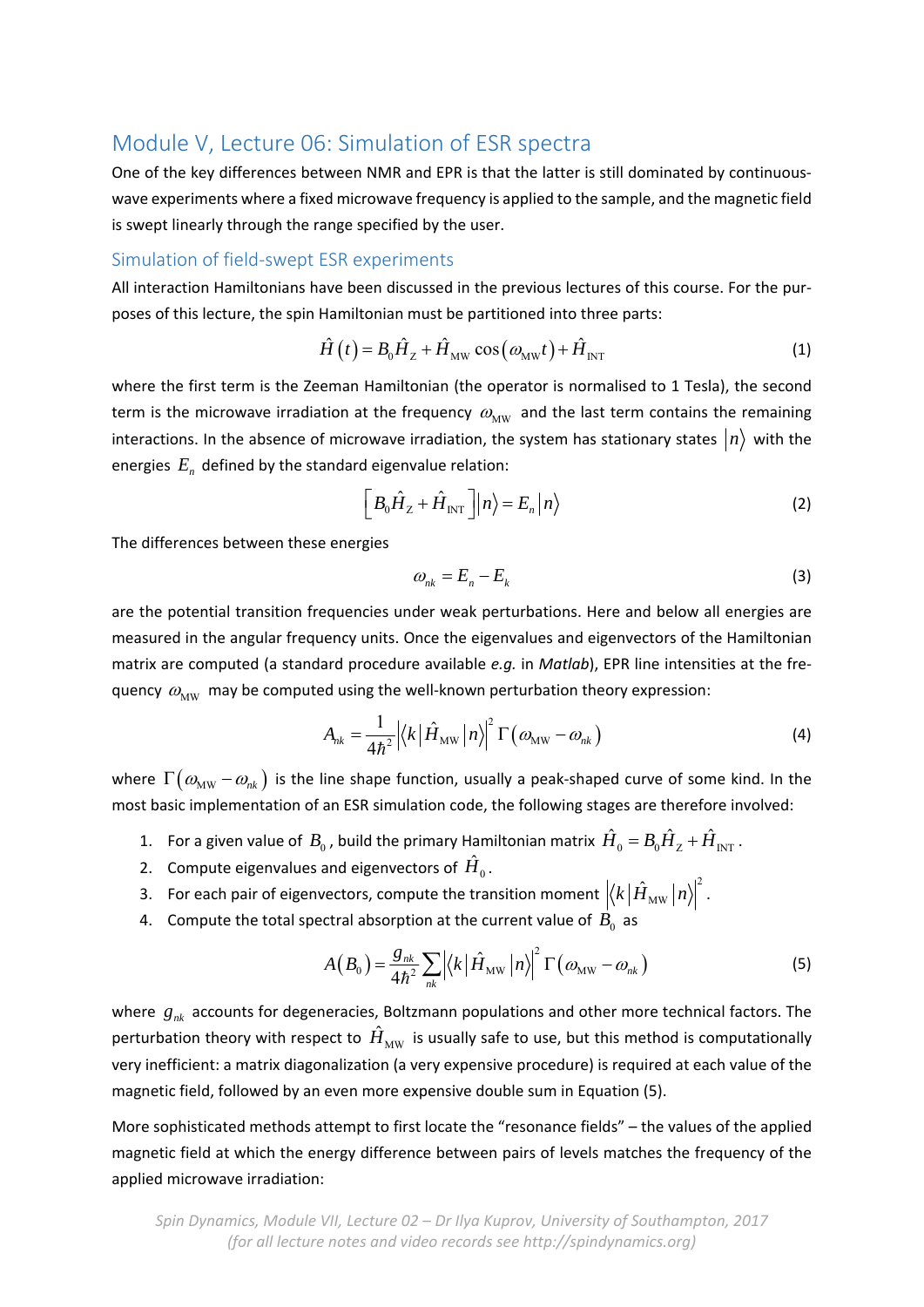# Module V, Lecture 06: Simulation of ESR spectra

One of the key differences between NMR and EPR is that the latter is still dominated by continuous-wave experiments where a fixed microwave frequency is applied to the sample, and the magnetic field is swept linearly through the range specified by the user.

## Simulation of field-swept ESR experiments

All interaction Hamiltonians have been discussed in the previous lectures of this course. For the purposes of this lecture, the spin Hamiltonian must be partitioned into three parts:

$$\hat{H}(t) = B_0 \hat{H}_{\mathrm{Z}} + \hat{H}_{\mathrm{MW}} \cos(\omega_{\mathrm{MW}} t) + \hat{H}_{\mathrm{INT}} \tag{1}$$

where the first term is the Zeeman Hamiltonian (the operator is normalised to 1 Tesla), the second term is the microwave irradiation at the frequency $\omega_{\mathrm{MW}}$ and the last term contains the remaining interactions. In the absence of microwave irradiation, the system has stationary states $|n\rangle$ with the energies $E_n$ defined by the standard eigenvalue relation:

$$\left[B_0 \hat{H}_{\mathrm{Z}} + \hat{H}_{\mathrm{INT}}\right]|n\rangle = E_n |n\rangle \tag{2}$$

The differences between these energies

$$\omega_{nk} = E_n - E_k \tag{3}$$

are the potential transition frequencies under weak perturbations. Here and below all energies are measured in the angular frequency units. Once the eigenvalues and eigenvectors of the Hamiltonian matrix are computed (a standard procedure available *e.g.* in *Matlab*), EPR line intensities at the frequency $\omega_{\mathrm{MW}}$ may be computed using the well-known perturbation theory expression:

$$A_{nk} = \frac{1}{4\hbar^2} \left|\langle k | \hat{H}_{\mathrm{MW}} | n \rangle\right|^2 \Gamma(\omega_{\mathrm{MW}} - \omega_{nk}) \tag{4}$$

where $\Gamma(\omega_{\mathrm{MW}} - \omega_{nk})$ is the line shape function, usually a peak-shaped curve of some kind. In the most basic implementation of an ESR simulation code, the following stages are therefore involved:

1. For a given value of $B_0$, build the primary Hamiltonian matrix $\hat{H}_0 = B_0 \hat{H}_{\mathrm{Z}} + \hat{H}_{\mathrm{INT}}$.
2. Compute eigenvalues and eigenvectors of $\hat{H}_0$.
3. For each pair of eigenvectors, compute the transition moment $\left|\langle k | \hat{H}_{\mathrm{MW}} | n \rangle\right|^2$.
4. Compute the total spectral absorption at the current value of $B_0$ as

$$A(B_0) = \frac{g_{nk}}{4\hbar^2} \sum_{nk} \left|\langle k | \hat{H}_{\mathrm{MW}} | n \rangle\right|^2 \Gamma(\omega_{\mathrm{MW}} - \omega_{nk}) \tag{5}$$

where $g_{nk}$ accounts for degeneracies, Boltzmann populations and other more technical factors. The perturbation theory with respect to $\hat{H}_{\mathrm{MW}}$ is usually safe to use, but this method is computationally very inefficient: a matrix diagonalization (a very expensive procedure) is required at each value of the magnetic field, followed by an even more expensive double sum in Equation (5).

More sophisticated methods attempt to first locate the "resonance fields" – the values of the applied magnetic field at which the energy difference between pairs of levels matches the frequency of the applied microwave irradiation: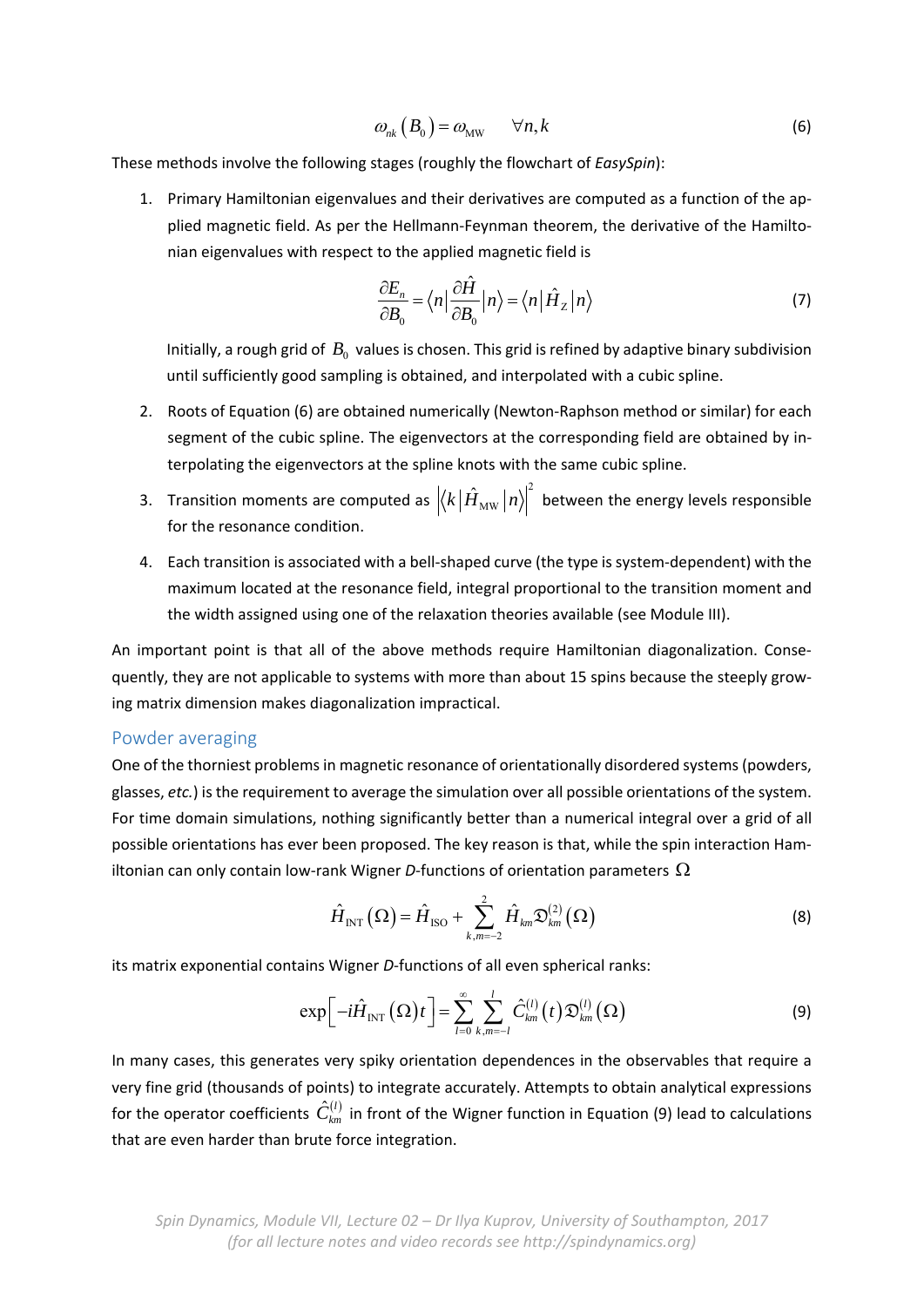$$\omega_{nk}\left(B_0\right)=\omega_{\text{MW}} \qquad \forall n,k \tag{6}$$

These methods involve the following stages (roughly the flowchart of *EasySpin*):

1. Primary Hamiltonian eigenvalues and their derivatives are computed as a function of the applied magnetic field. As per the Hellmann-Feynman theorem, the derivative of the Hamiltonian eigenvalues with respect to the applied magnetic field is

$$\frac{\partial E_n}{\partial B_0}=\left\langle n\right|\frac{\partial \hat{H}}{\partial B_0}\left|n\right\rangle=\left\langle n\right|\hat{H}_{\text{Z}}\left|n\right\rangle \tag{7}$$

   Initially, a rough grid of $B_0$ values is chosen. This grid is refined by adaptive binary subdivision until sufficiently good sampling is obtained, and interpolated with a cubic spline.

2. Roots of Equation (6) are obtained numerically (Newton-Raphson method or similar) for each segment of the cubic spline. The eigenvectors at the corresponding field are obtained by interpolating the eigenvectors at the spline knots with the same cubic spline.

3. Transition moments are computed as $\left|\left\langle k\right|\hat{H}_{\text{MW}}\left|n\right\rangle\right|^2$ between the energy levels responsible for the resonance condition.

4. Each transition is associated with a bell-shaped curve (the type is system-dependent) with the maximum located at the resonance field, integral proportional to the transition moment and the width assigned using one of the relaxation theories available (see Module III).

An important point is that all of the above methods require Hamiltonian diagonalization. Consequently, they are not applicable to systems with more than about 15 spins because the steeply growing matrix dimension makes diagonalization impractical.

## Powder averaging

One of the thorniest problems in magnetic resonance of orientationally disordered systems (powders, glasses, *etc.*) is the requirement to average the simulation over all possible orientations of the system. For time domain simulations, nothing significantly better than a numerical integral over a grid of all possible orientations has ever been proposed. The key reason is that, while the spin interaction Hamiltonian can only contain low-rank Wigner *D*-functions of orientation parameters $\Omega$

$$\hat{H}_{\text{INT}}\left(\Omega\right)=\hat{H}_{\text{ISO}}+\sum_{k,m=-2}^{2}\hat{H}_{km}\mathfrak{D}_{km}^{(2)}\left(\Omega\right) \tag{8}$$

its matrix exponential contains Wigner *D*-functions of all even spherical ranks:

$$\exp\left[-i\hat{H}_{\text{INT}}\left(\Omega\right)t\right]=\sum_{l=0}^{\infty}\sum_{k,m=-l}^{l}\hat{C}_{km}^{(l)}\left(t\right)\mathfrak{D}_{km}^{(l)}\left(\Omega\right) \tag{9}$$

In many cases, this generates very spiky orientation dependences in the observables that require a very fine grid (thousands of points) to integrate accurately. Attempts to obtain analytical expressions for the operator coefficients $\hat{C}_{km}^{(l)}$ in front of the Wigner function in Equation (9) lead to calculations that are even harder than brute force integration.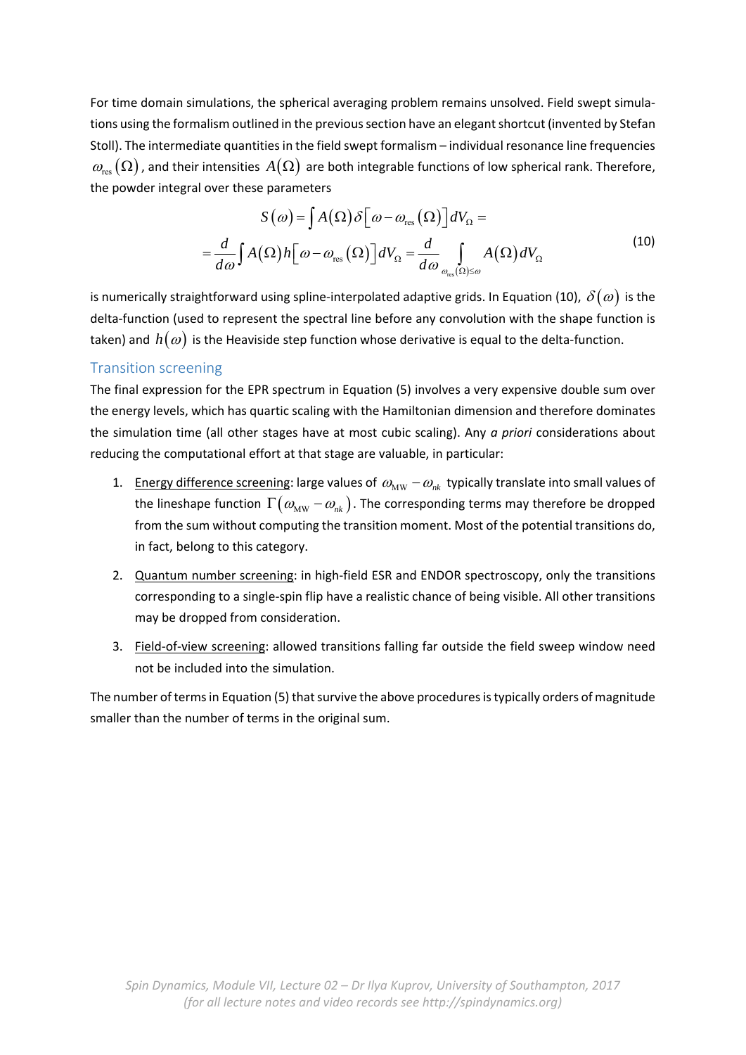For time domain simulations, the spherical averaging problem remains unsolved. Field swept simulations using the formalism outlined in the previous section have an elegant shortcut (invented by Stefan Stoll). The intermediate quantities in the field swept formalism – individual resonance line frequencies $\omega_{\text{res}}(\Omega)$, and their intensities $A(\Omega)$ are both integrable functions of low spherical rank. Therefore, the powder integral over these parameters

$$
\begin{aligned}
S(\omega) &= \int A(\Omega)\,\delta\left[\omega - \omega_{\text{res}}(\Omega)\right] dV_{\Omega} = \\
&= \frac{d}{d\omega}\int A(\Omega)\,h\left[\omega - \omega_{\text{res}}(\Omega)\right] dV_{\Omega} = \frac{d}{d\omega}\int_{\omega_{\text{res}}(\Omega)\le\omega} A(\Omega)\, dV_{\Omega}
\end{aligned}
\tag{10}
$$

is numerically straightforward using spline-interpolated adaptive grids. In Equation (10), $\delta(\omega)$ is the delta-function (used to represent the spectral line before any convolution with the shape function is taken) and $h(\omega)$ is the Heaviside step function whose derivative is equal to the delta-function.

## Transition screening

The final expression for the EPR spectrum in Equation (5) involves a very expensive double sum over the energy levels, which has quartic scaling with the Hamiltonian dimension and therefore dominates the simulation time (all other stages have at most cubic scaling). Any *a priori* considerations about reducing the computational effort at that stage are valuable, in particular:

1. Energy difference screening: large values of $\omega_{\text{MW}} - \omega_{nk}$ typically translate into small values of the lineshape function $\Gamma(\omega_{\text{MW}} - \omega_{nk})$. The corresponding terms may therefore be dropped from the sum without computing the transition moment. Most of the potential transitions do, in fact, belong to this category.

2. Quantum number screening: in high-field ESR and ENDOR spectroscopy, only the transitions corresponding to a single-spin flip have a realistic chance of being visible. All other transitions may be dropped from consideration.

3. Field-of-view screening: allowed transitions falling far outside the field sweep window need not be included into the simulation.

The number of terms in Equation (5) that survive the above procedures is typically orders of magnitude smaller than the number of terms in the original sum.